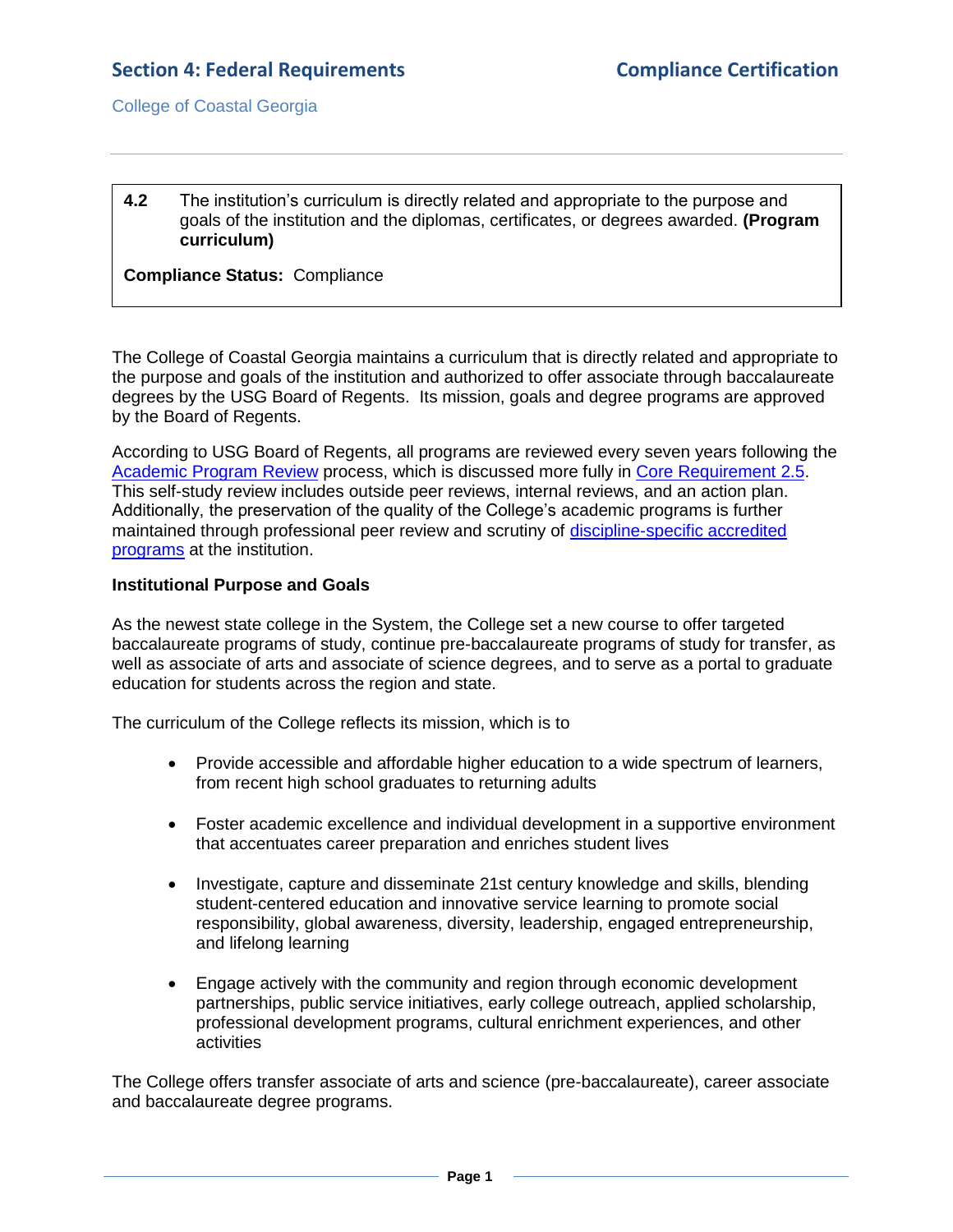## Section 4: Federal Requirements

## Compliance Certification

College of Coastal Georgia

---

**4.2** The institution's curriculum is directly related and appropriate to the purpose and goals of the institution and the diplomas, certificates, or degrees awarded. **(Program curriculum)**

**Compliance Status:** Compliance

The College of Coastal Georgia maintains a curriculum that is directly related and appropriate to the purpose and goals of the institution and authorized to offer associate through baccalaureate degrees by the USG Board of Regents. Its mission, goals and degree programs are approved by the Board of Regents.

According to USG Board of Regents, all programs are reviewed every seven years following the Academic Program Review process, which is discussed more fully in Core Requirement 2.5. This self-study review includes outside peer reviews, internal reviews, and an action plan. Additionally, the preservation of the quality of the College's academic programs is further maintained through professional peer review and scrutiny of discipline-specific accredited programs at the institution.

**Institutional Purpose and Goals**

As the newest state college in the System, the College set a new course to offer targeted baccalaureate programs of study, continue pre-baccalaureate programs of study for transfer, as well as associate of arts and associate of science degrees, and to serve as a portal to graduate education for students across the region and state.

The curriculum of the College reflects its mission, which is to

- Provide accessible and affordable higher education to a wide spectrum of learners, from recent high school graduates to returning adults
- Foster academic excellence and individual development in a supportive environment that accentuates career preparation and enriches student lives
- Investigate, capture and disseminate 21st century knowledge and skills, blending student-centered education and innovative service learning to promote social responsibility, global awareness, diversity, leadership, engaged entrepreneurship, and lifelong learning
- Engage actively with the community and region through economic development partnerships, public service initiatives, early college outreach, applied scholarship, professional development programs, cultural enrichment experiences, and other activities

The College offers transfer associate of arts and science (pre-baccalaureate), career associate and baccalaureate degree programs.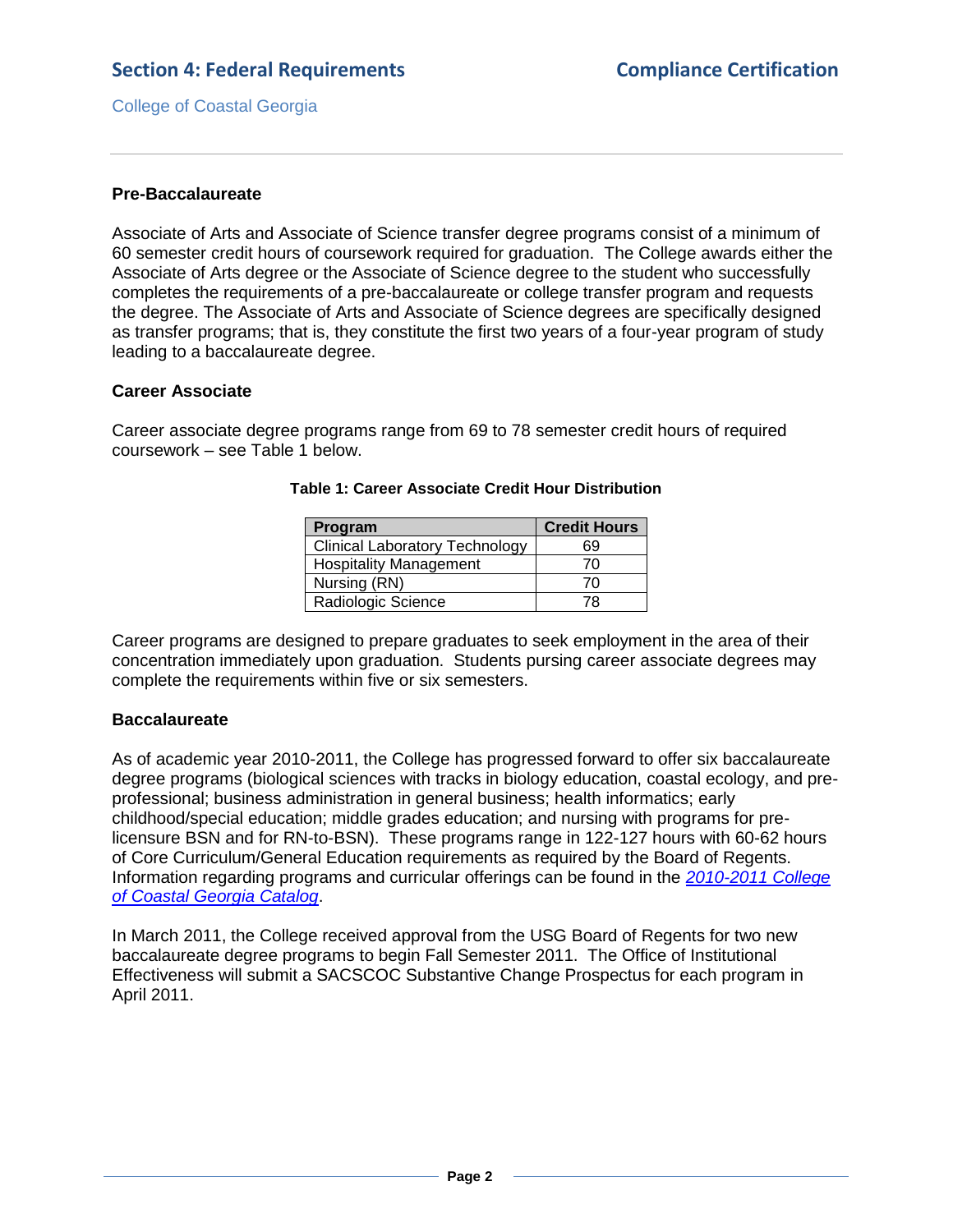### Pre-Baccalaureate

Associate of Arts and Associate of Science transfer degree programs consist of a minimum of 60 semester credit hours of coursework required for graduation. The College awards either the Associate of Arts degree or the Associate of Science degree to the student who successfully completes the requirements of a pre-baccalaureate or college transfer program and requests the degree. The Associate of Arts and Associate of Science degrees are specifically designed as transfer programs; that is, they constitute the first two years of a four-year program of study leading to a baccalaureate degree.

### Career Associate

Career associate degree programs range from 69 to 78 semester credit hours of required coursework – see Table 1 below.

**Table 1: Career Associate Credit Hour Distribution**

| Program | Credit Hours |
| --- | --- |
| Clinical Laboratory Technology | 69 |
| Hospitality Management | 70 |
| Nursing (RN) | 70 |
| Radiologic Science | 78 |

Career programs are designed to prepare graduates to seek employment in the area of their concentration immediately upon graduation. Students pursing career associate degrees may complete the requirements within five or six semesters.

### Baccalaureate

As of academic year 2010-2011, the College has progressed forward to offer six baccalaureate degree programs (biological sciences with tracks in biology education, coastal ecology, and pre-professional; business administration in general business; health informatics; early childhood/special education; middle grades education; and nursing with programs for pre-licensure BSN and for RN-to-BSN). These programs range in 122-127 hours with 60-62 hours of Core Curriculum/General Education requirements as required by the Board of Regents. Information regarding programs and curricular offerings can be found in the *2010-2011 College of Coastal Georgia Catalog*.

In March 2011, the College received approval from the USG Board of Regents for two new baccalaureate degree programs to begin Fall Semester 2011. The Office of Institutional Effectiveness will submit a SACSCOC Substantive Change Prospectus for each program in April 2011.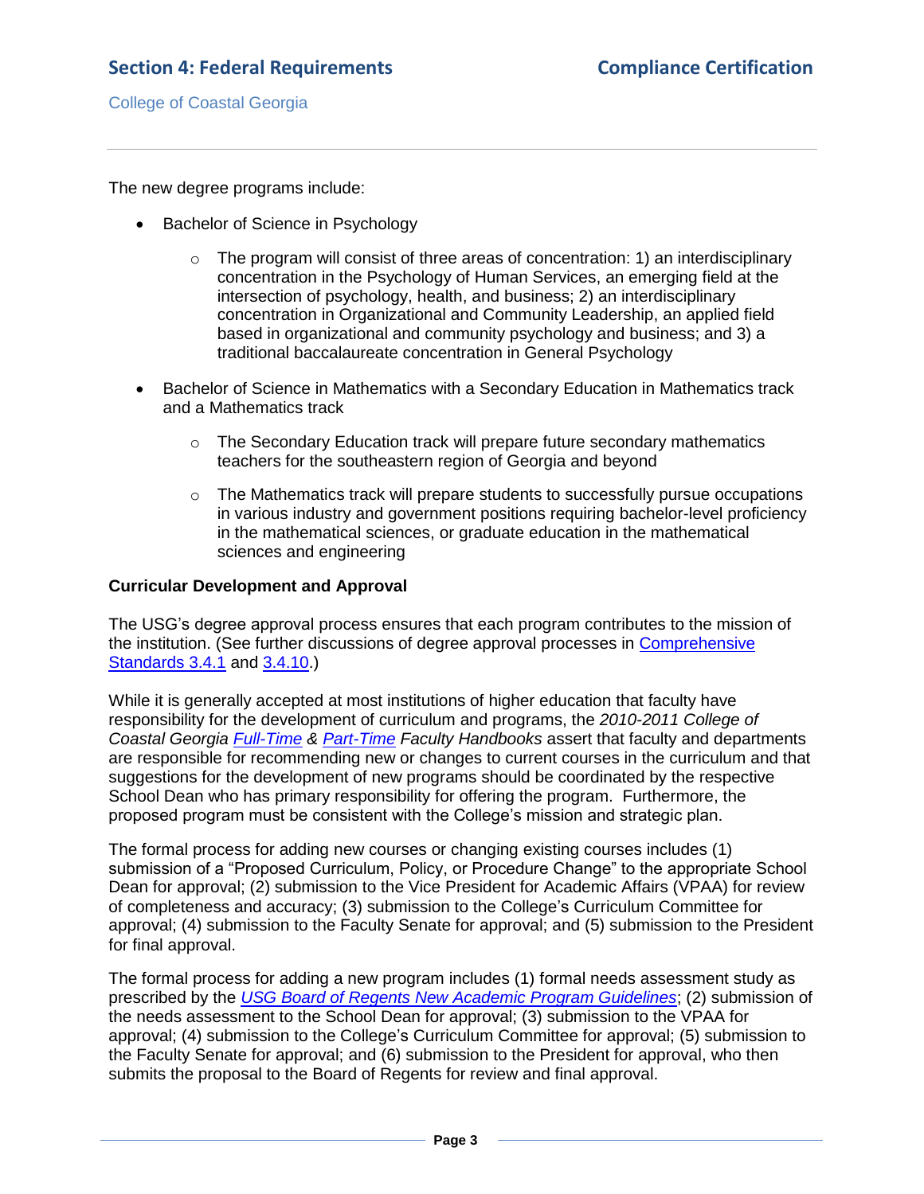The new degree programs include:

- Bachelor of Science in Psychology
  - The program will consist of three areas of concentration: 1) an interdisciplinary concentration in the Psychology of Human Services, an emerging field at the intersection of psychology, health, and business; 2) an interdisciplinary concentration in Organizational and Community Leadership, an applied field based in organizational and community psychology and business; and 3) a traditional baccalaureate concentration in General Psychology
- Bachelor of Science in Mathematics with a Secondary Education in Mathematics track and a Mathematics track
  - The Secondary Education track will prepare future secondary mathematics teachers for the southeastern region of Georgia and beyond
  - The Mathematics track will prepare students to successfully pursue occupations in various industry and government positions requiring bachelor-level proficiency in the mathematical sciences, or graduate education in the mathematical sciences and engineering

**Curricular Development and Approval**

The USG's degree approval process ensures that each program contributes to the mission of the institution. (See further discussions of degree approval processes in Comprehensive Standards 3.4.1 and 3.4.10.)

While it is generally accepted at most institutions of higher education that faculty have responsibility for the development of curriculum and programs, the *2010-2011 College of Coastal Georgia Full-Time & Part-Time Faculty Handbooks* assert that faculty and departments are responsible for recommending new or changes to current courses in the curriculum and that suggestions for the development of new programs should be coordinated by the respective School Dean who has primary responsibility for offering the program. Furthermore, the proposed program must be consistent with the College's mission and strategic plan.

The formal process for adding new courses or changing existing courses includes (1) submission of a "Proposed Curriculum, Policy, or Procedure Change" to the appropriate School Dean for approval; (2) submission to the Vice President for Academic Affairs (VPAA) for review of completeness and accuracy; (3) submission to the College's Curriculum Committee for approval; (4) submission to the Faculty Senate for approval; and (5) submission to the President for final approval.

The formal process for adding a new program includes (1) formal needs assessment study as prescribed by the *USG Board of Regents New Academic Program Guidelines*; (2) submission of the needs assessment to the School Dean for approval; (3) submission to the VPAA for approval; (4) submission to the College's Curriculum Committee for approval; (5) submission to the Faculty Senate for approval; and (6) submission to the President for approval, who then submits the proposal to the Board of Regents for review and final approval.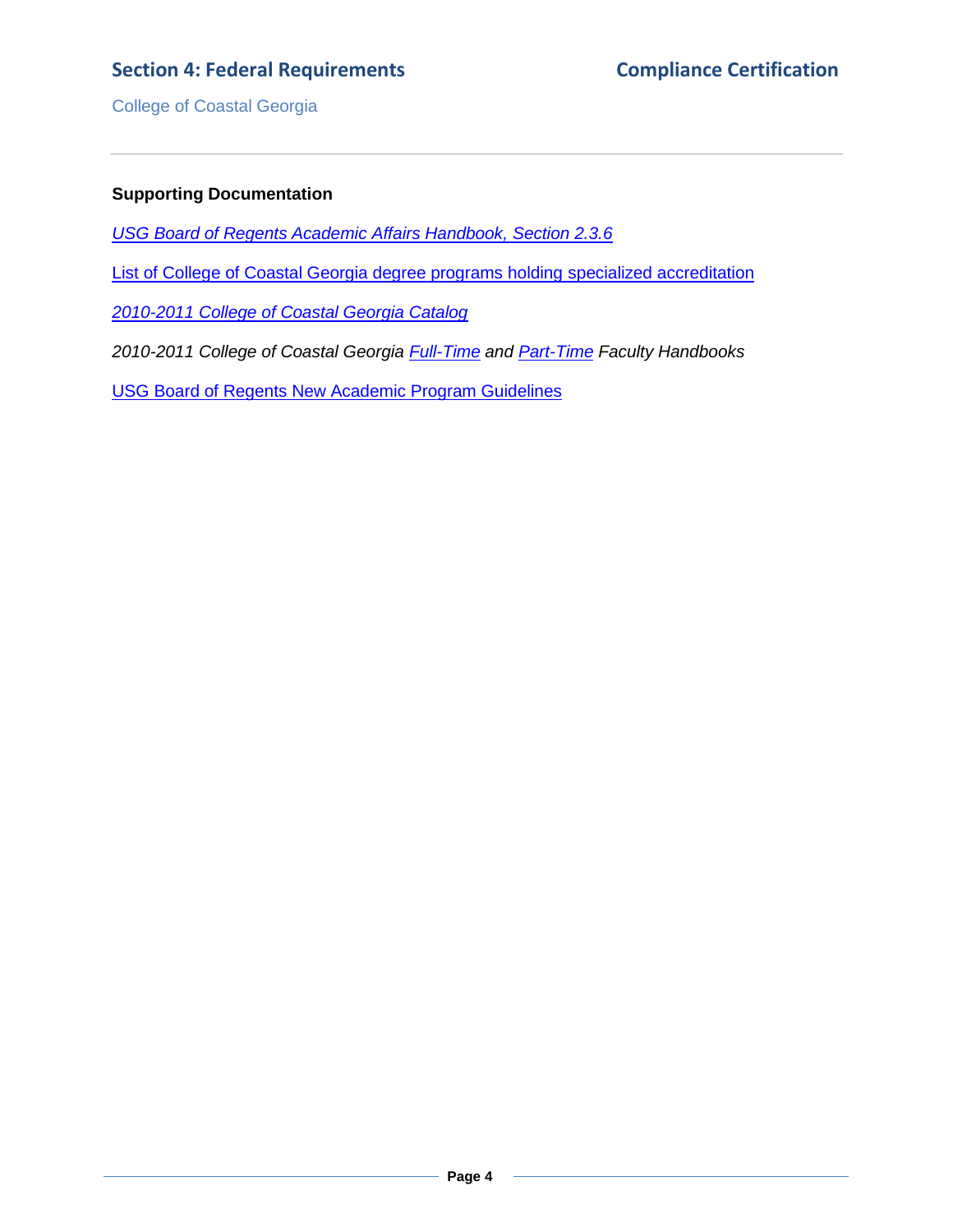**Supporting Documentation**

*USG Board of Regents Academic Affairs Handbook, Section 2.3.6*

List of College of Coastal Georgia degree programs holding specialized accreditation

*2010-2011 College of Coastal Georgia Catalog*

*2010-2011 College of Coastal Georgia Full-Time and Part-Time Faculty Handbooks*

USG Board of Regents New Academic Program Guidelines